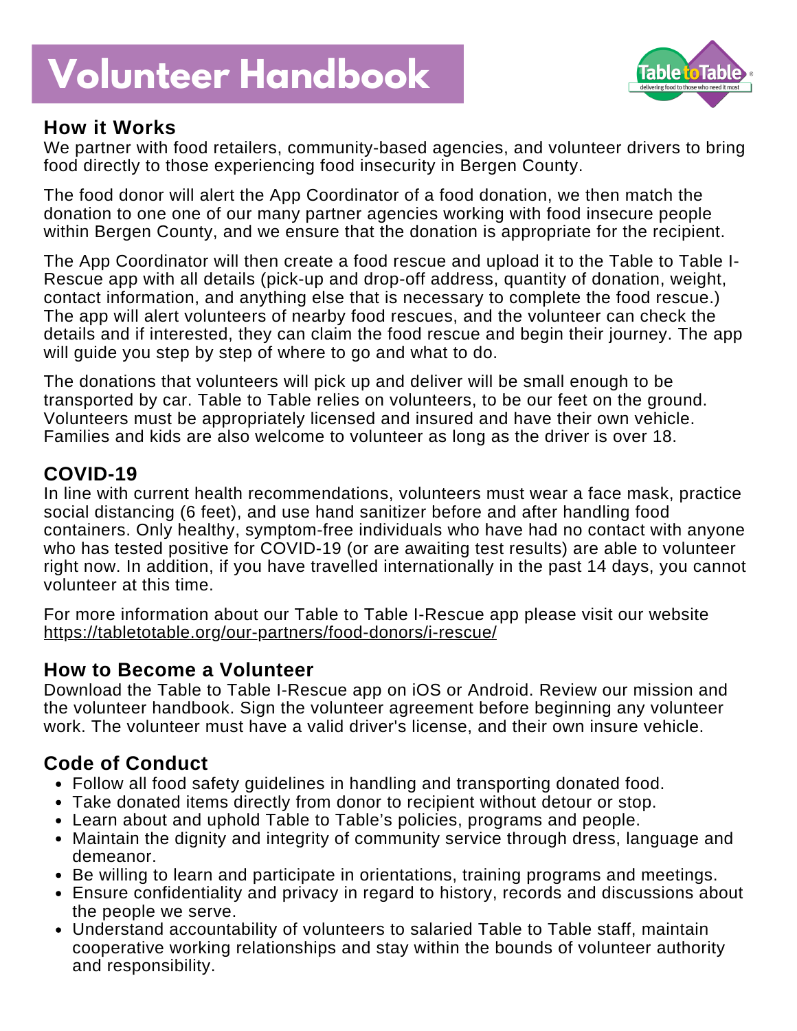# Volunteer Handbook

## How it Works

We partner with food retailers, community-based agencies, and volunteer drivers to bring food directly to those experiencing food insecurity in Bergen County.

The food donor will alert the App Coordinator of a food donation, we then match the donation to one one of our many partner agencies working with food insecure people within Bergen County, and we ensure that the donation is appropriate for the recipient.

The App Coordinator will then create a food rescue and upload it to the Table to Table I-Rescue app with all details (pick-up and drop-off address, quantity of donation, weight, contact information, and anything else that is necessary to complete the food rescue.) The app will alert volunteers of nearby food rescues, and the volunteer can check the details and if interested, they can claim the food rescue and begin their journey. The app will guide you step by step of where to go and what to do.

The donations that volunteers will pick up and deliver will be small enough to be transported by car. Table to Table relies on volunteers, to be our feet on the ground. Volunteers must be appropriately licensed and insured and have their own vehicle. Families and kids are also welcome to volunteer as long as the driver is over 18.

## COVID-19

In line with current health recommendations, volunteers must wear a face mask, practice social distancing (6 feet), and use hand sanitizer before and after handling food containers. Only healthy, symptom-free individuals who have had no contact with anyone who has tested positive for COVID-19 (or are awaiting test results) are able to volunteer right now. In addition, if you have travelled internationally in the past 14 days, you cannot volunteer at this time.

For more information about our Table to Table I-Rescue app please visit our website https://tabletotable.org/our-partners/food-donors/i-rescue/

## How to Become a Volunteer

Download the Table to Table I-Rescue app on iOS or Android. Review our mission and the volunteer handbook. Sign the volunteer agreement before beginning any volunteer work. The volunteer must have a valid driver's license, and their own insure vehicle.

## Code of Conduct

- Follow all food safety guidelines in handling and transporting donated food.
- Take donated items directly from donor to recipient without detour or stop.
- Learn about and uphold Table to Table's policies, programs and people.
- Maintain the dignity and integrity of community service through dress, language and demeanor.
- Be willing to learn and participate in orientations, training programs and meetings.
- Ensure confidentiality and privacy in regard to history, records and discussions about the people we serve.
- Understand accountability of volunteers to salaried Table to Table staff, maintain cooperative working relationships and stay within the bounds of volunteer authority and responsibility.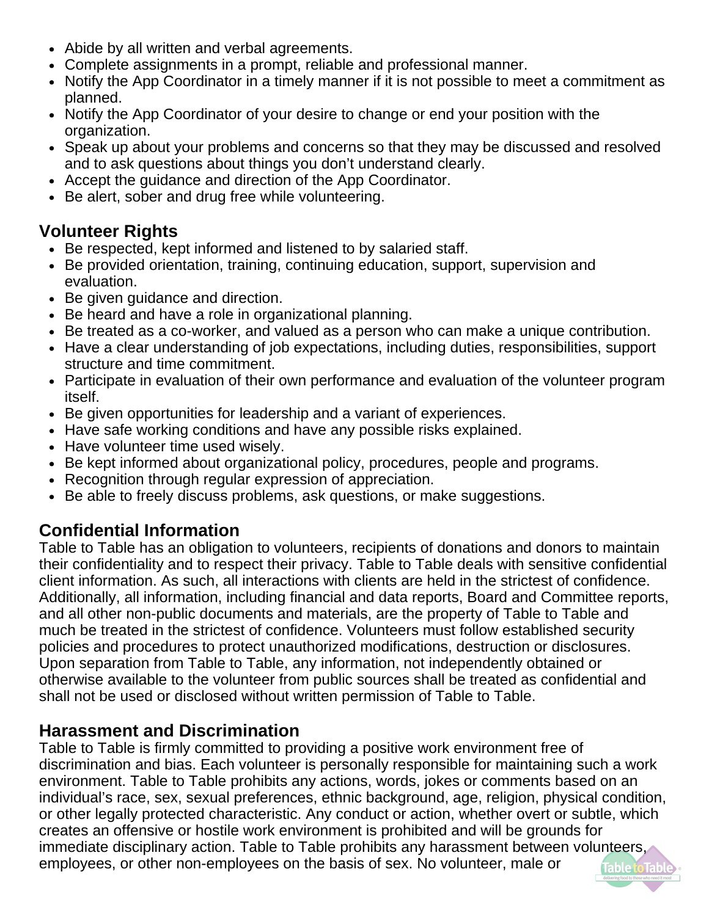- Abide by all written and verbal agreements.
- Complete assignments in a prompt, reliable and professional manner.
- Notify the App Coordinator in a timely manner if it is not possible to meet a commitment as planned.
- Notify the App Coordinator of your desire to change or end your position with the organization.
- Speak up about your problems and concerns so that they may be discussed and resolved and to ask questions about things you don't understand clearly.
- Accept the guidance and direction of the App Coordinator.
- Be alert, sober and drug free while volunteering.

## Volunteer Rights

- Be respected, kept informed and listened to by salaried staff.
- Be provided orientation, training, continuing education, support, supervision and evaluation.
- Be given guidance and direction.
- Be heard and have a role in organizational planning.
- Be treated as a co-worker, and valued as a person who can make a unique contribution.
- Have a clear understanding of job expectations, including duties, responsibilities, support structure and time commitment.
- Participate in evaluation of their own performance and evaluation of the volunteer program itself.
- Be given opportunities for leadership and a variant of experiences.
- Have safe working conditions and have any possible risks explained.
- Have volunteer time used wisely.
- Be kept informed about organizational policy, procedures, people and programs.
- Recognition through regular expression of appreciation.
- Be able to freely discuss problems, ask questions, or make suggestions.

## Confidential Information

Table to Table has an obligation to volunteers, recipients of donations and donors to maintain their confidentiality and to respect their privacy. Table to Table deals with sensitive confidential client information. As such, all interactions with clients are held in the strictest of confidence. Additionally, all information, including financial and data reports, Board and Committee reports, and all other non-public documents and materials, are the property of Table to Table and much be treated in the strictest of confidence. Volunteers must follow established security policies and procedures to protect unauthorized modifications, destruction or disclosures. Upon separation from Table to Table, any information, not independently obtained or otherwise available to the volunteer from public sources shall be treated as confidential and shall not be used or disclosed without written permission of Table to Table.

## Harassment and Discrimination

Table to Table is firmly committed to providing a positive work environment free of discrimination and bias. Each volunteer is personally responsible for maintaining such a work environment. Table to Table prohibits any actions, words, jokes or comments based on an individual's race, sex, sexual preferences, ethnic background, age, religion, physical condition, or other legally protected characteristic. Any conduct or action, whether overt or subtle, which creates an offensive or hostile work environment is prohibited and will be grounds for immediate disciplinary action. Table to Table prohibits any harassment between volunteers, employees, or other non-employees on the basis of sex. No volunteer, male or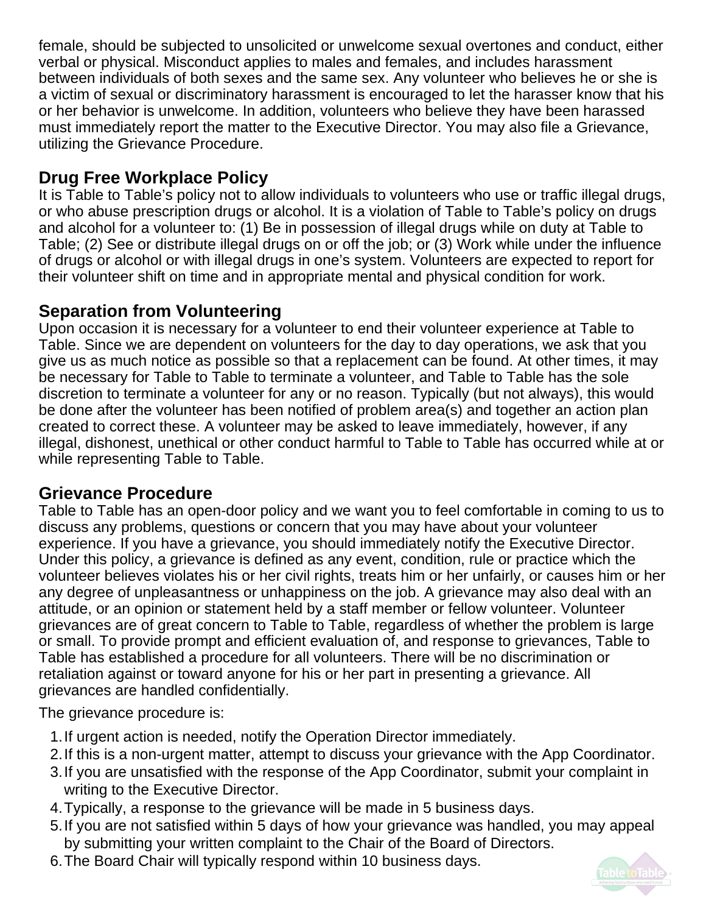female, should be subjected to unsolicited or unwelcome sexual overtones and conduct, either verbal or physical. Misconduct applies to males and females, and includes harassment between individuals of both sexes and the same sex. Any volunteer who believes he or she is a victim of sexual or discriminatory harassment is encouraged to let the harasser know that his or her behavior is unwelcome. In addition, volunteers who believe they have been harassed must immediately report the matter to the Executive Director. You may also file a Grievance, utilizing the Grievance Procedure.

## Drug Free Workplace Policy

It is Table to Table's policy not to allow individuals to volunteers who use or traffic illegal drugs, or who abuse prescription drugs or alcohol. It is a violation of Table to Table's policy on drugs and alcohol for a volunteer to: (1) Be in possession of illegal drugs while on duty at Table to Table; (2) See or distribute illegal drugs on or off the job; or (3) Work while under the influence of drugs or alcohol or with illegal drugs in one's system. Volunteers are expected to report for their volunteer shift on time and in appropriate mental and physical condition for work.

## Separation from Volunteering

Upon occasion it is necessary for a volunteer to end their volunteer experience at Table to Table. Since we are dependent on volunteers for the day to day operations, we ask that you give us as much notice as possible so that a replacement can be found. At other times, it may be necessary for Table to Table to terminate a volunteer, and Table to Table has the sole discretion to terminate a volunteer for any or no reason. Typically (but not always), this would be done after the volunteer has been notified of problem area(s) and together an action plan created to correct these. A volunteer may be asked to leave immediately, however, if any illegal, dishonest, unethical or other conduct harmful to Table to Table has occurred while at or while representing Table to Table.

## Grievance Procedure

Table to Table has an open-door policy and we want you to feel comfortable in coming to us to discuss any problems, questions or concern that you may have about your volunteer experience. If you have a grievance, you should immediately notify the Executive Director. Under this policy, a grievance is defined as any event, condition, rule or practice which the volunteer believes violates his or her civil rights, treats him or her unfairly, or causes him or her any degree of unpleasantness or unhappiness on the job. A grievance may also deal with an attitude, or an opinion or statement held by a staff member or fellow volunteer. Volunteer grievances are of great concern to Table to Table, regardless of whether the problem is large or small. To provide prompt and efficient evaluation of, and response to grievances, Table to Table has established a procedure for all volunteers. There will be no discrimination or retaliation against or toward anyone for his or her part in presenting a grievance. All grievances are handled confidentially.

The grievance procedure is:

1. If urgent action is needed, notify the Operation Director immediately.
2. If this is a non-urgent matter, attempt to discuss your grievance with the App Coordinator.
3. If you are unsatisfied with the response of the App Coordinator, submit your complaint in writing to the Executive Director.
4. Typically, a response to the grievance will be made in 5 business days.
5. If you are not satisfied within 5 days of how your grievance was handled, you may appeal by submitting your written complaint to the Chair of the Board of Directors.
6. The Board Chair will typically respond within 10 business days.